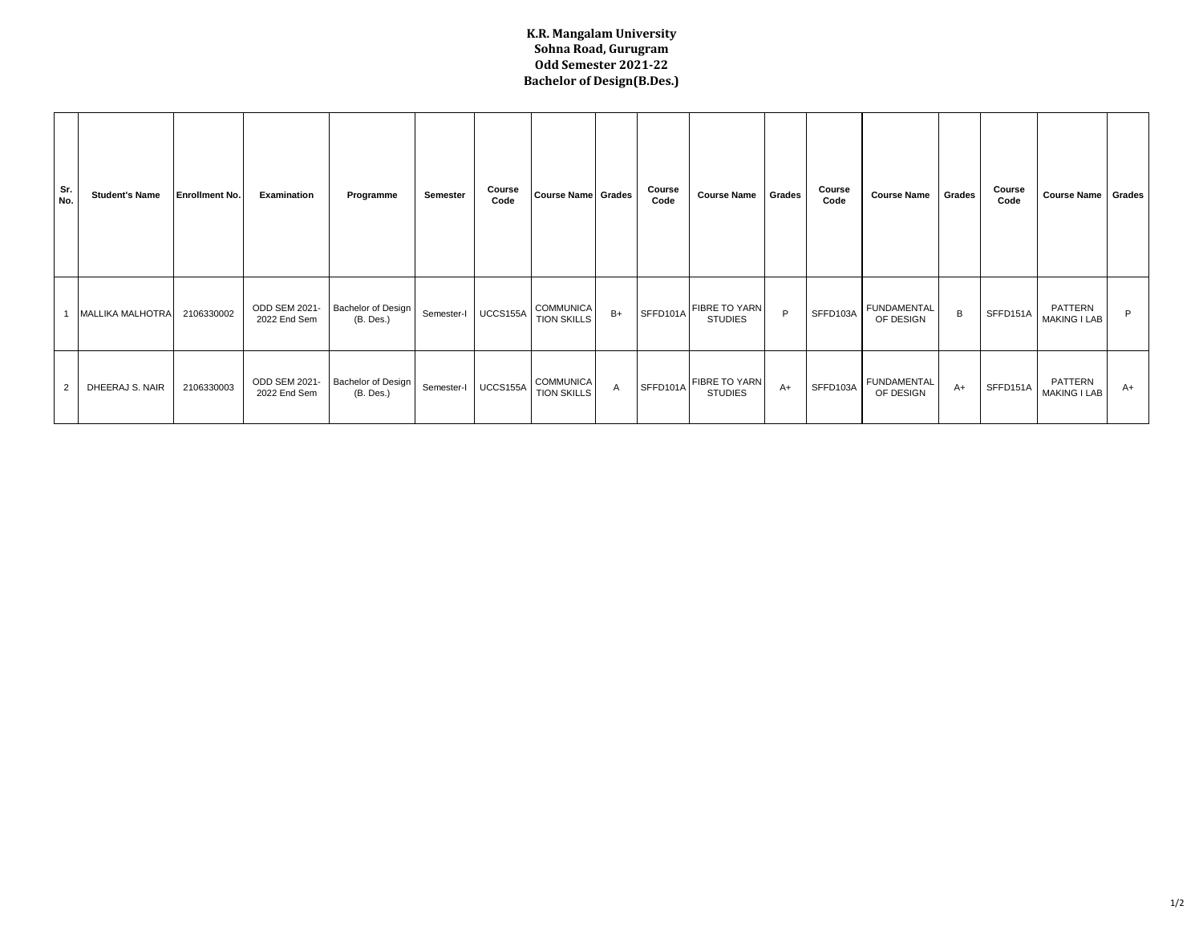**K.R. Mangalam University**
**Sohna Road, Gurugram**
**Odd Semester 2021-22**
**Bachelor of Design(B.Des.)**

| Sr. No. | Student's Name | Enrollment No. | Examination | Programme | Semester | Course Code | Course Name | Grades | Course Code | Course Name | Grades | Course Code | Course Name | Grades | Course Code | Course Name | Grades |
|---|---|---|---|---|---|---|---|---|---|---|---|---|---|---|---|---|---|
| 1 | MALLIKA MALHOTRA | 2106330002 | ODD SEM 2021-2022 End Sem | Bachelor of Design (B. Des.) | Semester-I | UCCS155A | COMMUNICATION SKILLS | B+ | SFFD101A | FIBRE TO YARN STUDIES | P | SFFD103A | FUNDAMENTAL OF DESIGN | B | SFFD151A | PATTERN MAKING I LAB | P |
| 2 | DHEERAJ S. NAIR | 2106330003 | ODD SEM 2021-2022 End Sem | Bachelor of Design (B. Des.) | Semester-I | UCCS155A | COMMUNICATION SKILLS | A | SFFD101A | FIBRE TO YARN STUDIES | A+ | SFFD103A | FUNDAMENTAL OF DESIGN | A+ | SFFD151A | PATTERN MAKING I LAB | A+ |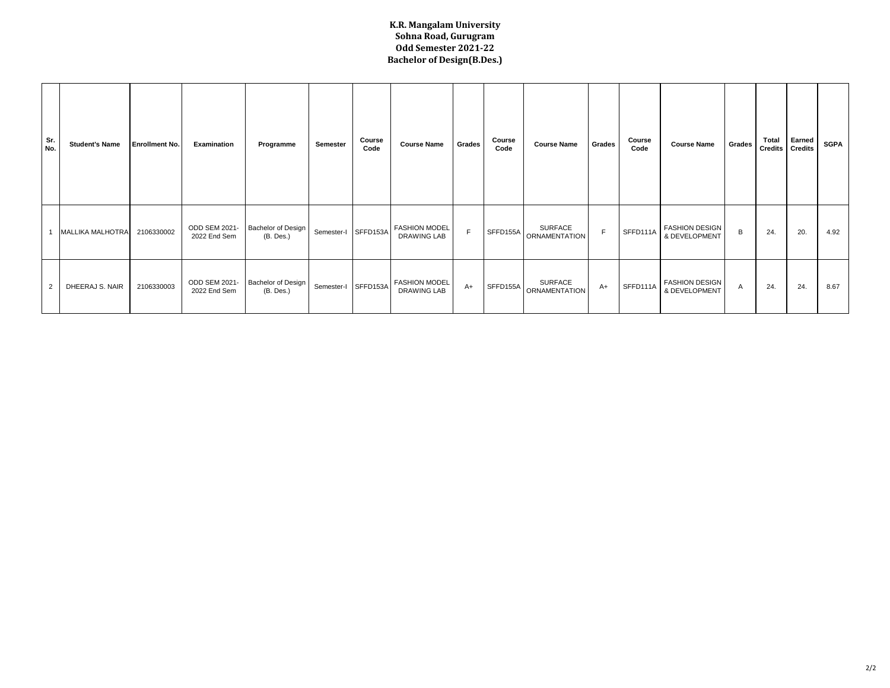**K.R. Mangalam University**
**Sohna Road, Gurugram**
**Odd Semester 2021-22**
**Bachelor of Design(B.Des.)**

| Sr. No. | Student's Name | Enrollment No. | Examination | Programme | Semester | Course Code | Course Name | Grades | Course Code | Course Name | Grades | Course Code | Course Name | Grades | Total Credits | Earned Credits | SGPA |
|---|---|---|---|---|---|---|---|---|---|---|---|---|---|---|---|---|---|
| 1 | MALLIKA MALHOTRA | 2106330002 | ODD SEM 2021-2022 End Sem | Bachelor of Design (B. Des.) | Semester-I | SFFD153A | FASHION MODEL DRAWING LAB | F | SFFD155A | SURFACE ORNAMENTATION | F | SFFD111A | FASHION DESIGN & DEVELOPMENT | B | 24. | 20. | 4.92 |
| 2 | DHEERAJ S. NAIR | 2106330003 | ODD SEM 2021-2022 End Sem | Bachelor of Design (B. Des.) | Semester-I | SFFD153A | FASHION MODEL DRAWING LAB | A+ | SFFD155A | SURFACE ORNAMENTATION | A+ | SFFD111A | FASHION DESIGN & DEVELOPMENT | A | 24. | 24. | 8.67 |